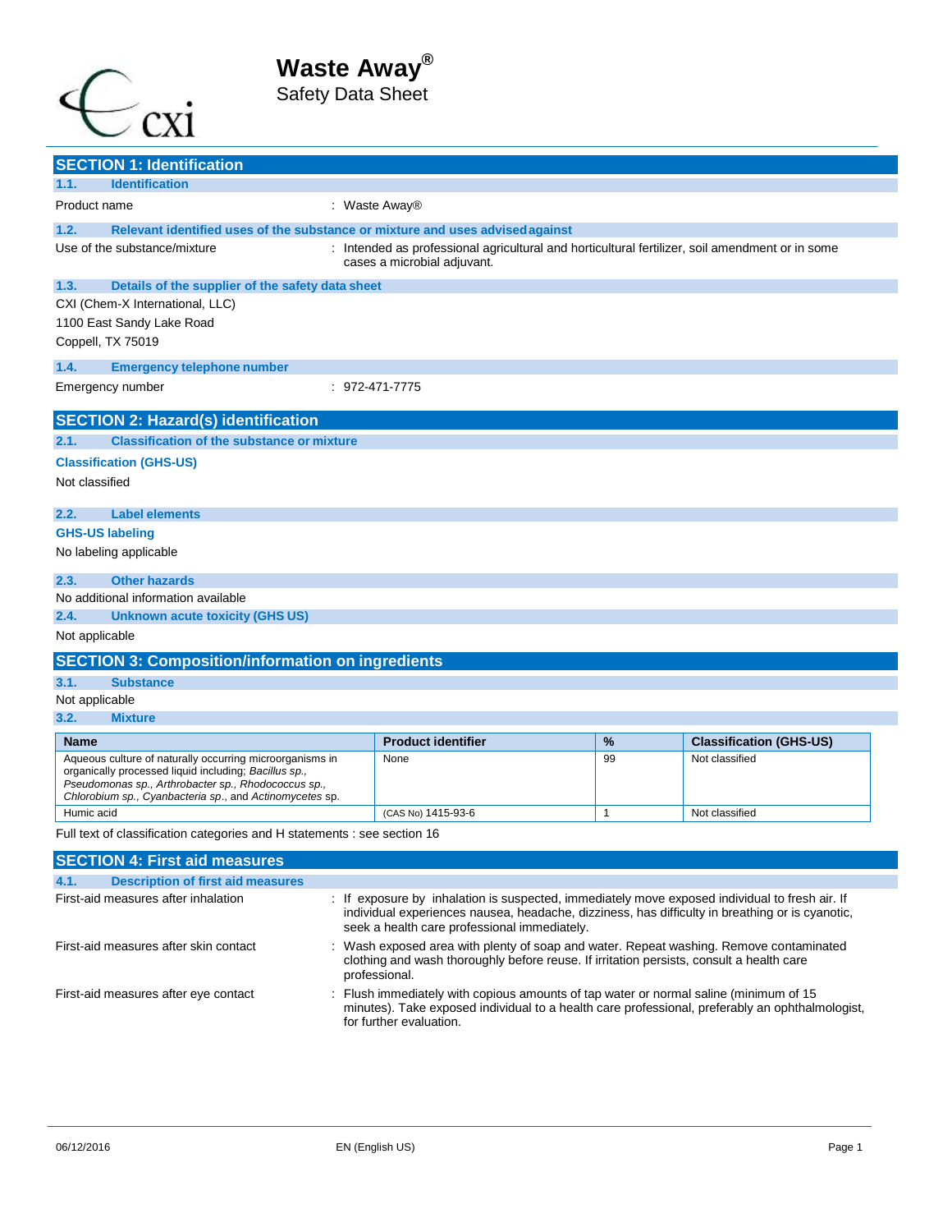# Waste Away®

Safety Data Sheet

## SECTION 1: Identification

### 1.1. Identification

Product name : Waste Away®

### 1.2. Relevant identified uses of the substance or mixture and uses advised against

Use of the substance/mixture : Intended as professional agricultural and horticultural fertilizer, soil amendment or in some cases a microbial adjuvant.

### 1.3. Details of the supplier of the safety data sheet

CXI (Chem-X International, LLC)
1100 East Sandy Lake Road
Coppell, TX 75019

### 1.4. Emergency telephone number

Emergency number : 972-471-7775

## SECTION 2: Hazard(s) identification

### 2.1. Classification of the substance or mixture

**Classification (GHS-US)**

Not classified

### 2.2. Label elements

**GHS-US labeling**

No labeling applicable

### 2.3. Other hazards

No additional information available

### 2.4. Unknown acute toxicity (GHS US)

Not applicable

## SECTION 3: Composition/information on ingredients

### 3.1. Substance

Not applicable

### 3.2. Mixture

| Name | Product identifier | % | Classification (GHS-US) |
|---|---|---|---|
| Aqueous culture of naturally occurring microorganisms in organically processed liquid including; *Bacillus sp., Pseudomonas sp., Arthrobacter sp., Rhodococcus sp., Chlorobium sp., Cyanbacteria sp.*, and *Actinomycetes* sp. | None | 99 | Not classified |
| Humic acid | (CAS No) 1415-93-6 | 1 | Not classified |

Full text of classification categories and H statements : see section 16

## SECTION 4: First aid measures

### 4.1. Description of first aid measures

First-aid measures after inhalation : If exposure by inhalation is suspected, immediately move exposed individual to fresh air. If individual experiences nausea, headache, dizziness, has difficulty in breathing or is cyanotic, seek a health care professional immediately.

First-aid measures after skin contact : Wash exposed area with plenty of soap and water. Repeat washing. Remove contaminated clothing and wash thoroughly before reuse. If irritation persists, consult a health care professional.

First-aid measures after eye contact : Flush immediately with copious amounts of tap water or normal saline (minimum of 15 minutes). Take exposed individual to a health care professional, preferably an ophthalmologist, for further evaluation.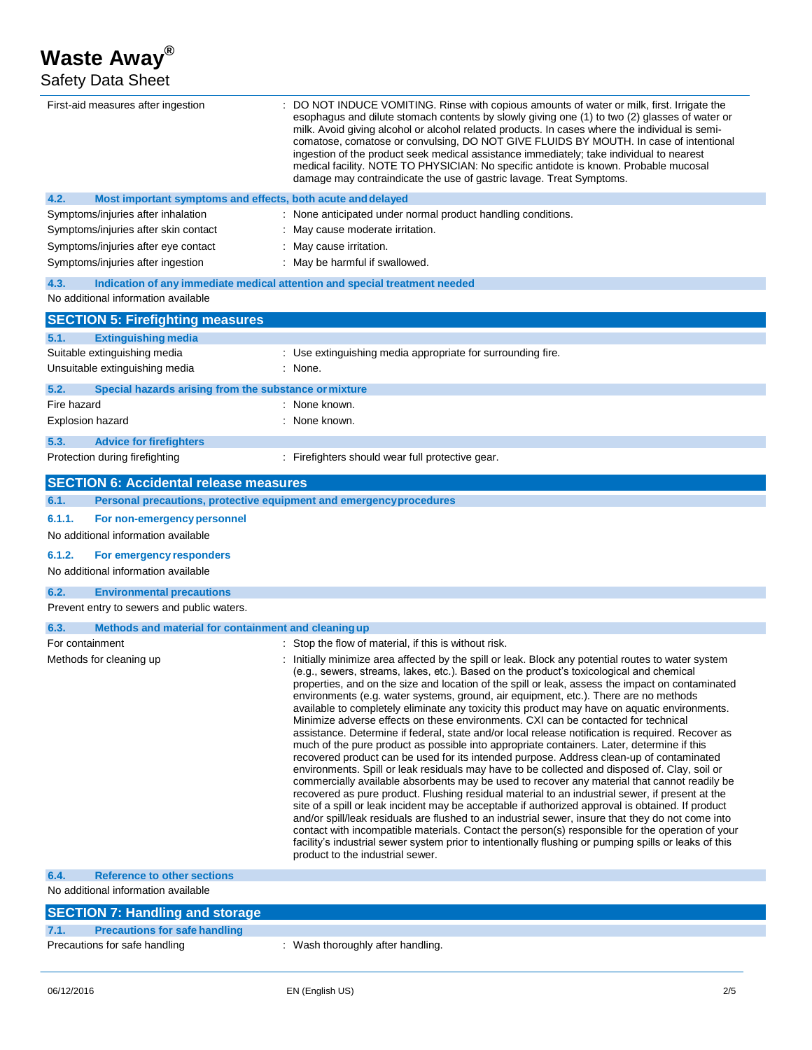| | |
|---|---|
| First-aid measures after ingestion | : DO NOT INDUCE VOMITING. Rinse with copious amounts of water or milk, first. Irrigate the esophagus and dilute stomach contents by slowly giving one (1) to two (2) glasses of water or milk. Avoid giving alcohol or alcohol related products. In cases where the individual is semi-comatose, comatose or convulsing, DO NOT GIVE FLUIDS BY MOUTH. In case of intentional ingestion of the product seek medical assistance immediately; take individual to nearest medical facility. NOTE TO PHYSICIAN: No specific antidote is known. Probable mucosal damage may contraindicate the use of gastric lavage. Treat Symptoms. |

### 4.2. Most important symptoms and effects, both acute and delayed

| | |
|---|---|
| Symptoms/injuries after inhalation | : None anticipated under normal product handling conditions. |
| Symptoms/injuries after skin contact | : May cause moderate irritation. |
| Symptoms/injuries after eye contact | : May cause irritation. |
| Symptoms/injuries after ingestion | : May be harmful if swallowed. |

### 4.3. Indication of any immediate medical attention and special treatment needed

No additional information available

## SECTION 5: Firefighting measures

### 5.1. Extinguishing media

| | |
|---|---|
| Suitable extinguishing media | : Use extinguishing media appropriate for surrounding fire. |
| Unsuitable extinguishing media | : None. |

### 5.2. Special hazards arising from the substance or mixture

| | |
|---|---|
| Fire hazard | : None known. |
| Explosion hazard | : None known. |

### 5.3. Advice for firefighters

| | |
|---|---|
| Protection during firefighting | : Firefighters should wear full protective gear. |

## SECTION 6: Accidental release measures

### 6.1. Personal precautions, protective equipment and emergency procedures

#### 6.1.1. For non-emergency personnel

No additional information available

#### 6.1.2. For emergency responders

No additional information available

### 6.2. Environmental precautions

Prevent entry to sewers and public waters.

### 6.3. Methods and material for containment and cleaning up

| | |
|---|---|
| For containment | : Stop the flow of material, if this is without risk. |
| Methods for cleaning up | : Initially minimize area affected by the spill or leak. Block any potential routes to water system (e.g., sewers, streams, lakes, etc.). Based on the product's toxicological and chemical properties, and on the size and location of the spill or leak, assess the impact on contaminated environments (e.g. water systems, ground, air equipment, etc.). There are no methods available to completely eliminate any toxicity this product may have on aquatic environments. Minimize adverse effects on these environments. CXI can be contacted for technical assistance. Determine if federal, state and/or local release notification is required. Recover as much of the pure product as possible into appropriate containers. Later, determine if this recovered product can be used for its intended purpose. Address clean-up of contaminated environments. Spill or leak residuals may have to be collected and disposed of. Clay, soil or commercially available absorbents may be used to recover any material that cannot readily be recovered as pure product. Flushing residual material to an industrial sewer, if present at the site of a spill or leak incident may be acceptable if authorized approval is obtained. If product and/or spill/leak residuals are flushed to an industrial sewer, insure that they do not come into contact with incompatible materials. Contact the person(s) responsible for the operation of your facility's industrial sewer system prior to intentionally flushing or pumping spills or leaks of this product to the industrial sewer. |

### 6.4. Reference to other sections

No additional information available

## SECTION 7: Handling and storage

### 7.1. Precautions for safe handling

| | |
|---|---|
| Precautions for safe handling | : Wash thoroughly after handling. |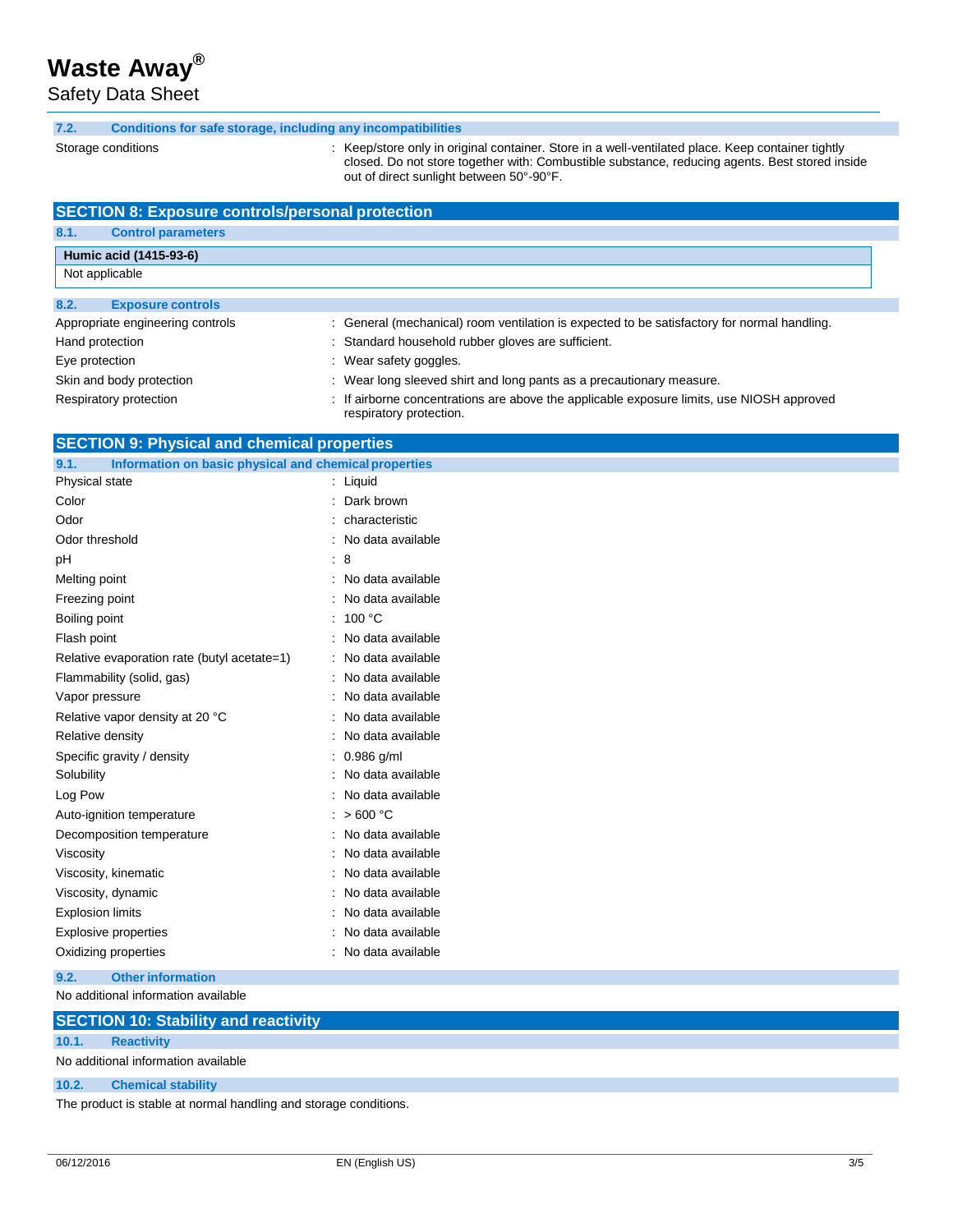### 7.2. Conditions for safe storage, including any incompatibilities

Storage conditions : Keep/store only in original container. Store in a well-ventilated place. Keep container tightly closed. Do not store together with: Combustible substance, reducing agents. Best stored inside out of direct sunlight between 50°-90°F.

## SECTION 8: Exposure controls/personal protection

### 8.1. Control parameters

| Humic acid (1415-93-6) |
|---|
| Not applicable |

### 8.2. Exposure controls

Appropriate engineering controls : General (mechanical) room ventilation is expected to be satisfactory for normal handling.

Hand protection : Standard household rubber gloves are sufficient.

Eye protection : Wear safety goggles.

Skin and body protection : Wear long sleeved shirt and long pants as a precautionary measure.

Respiratory protection : If airborne concentrations are above the applicable exposure limits, use NIOSH approved respiratory protection.

## SECTION 9: Physical and chemical properties

### 9.1. Information on basic physical and chemical properties

Physical state : Liquid

Color : Dark brown

Odor : characteristic

Odor threshold : No data available

pH : 8

Melting point : No data available

Freezing point : No data available

Boiling point : 100 °C

Flash point : No data available

Relative evaporation rate (butyl acetate=1) : No data available

Flammability (solid, gas) : No data available

Vapor pressure : No data available

Relative vapor density at 20 °C : No data available

Relative density : No data available

Specific gravity / density : 0.986 g/ml

Solubility : No data available

Log Pow : No data available

Auto-ignition temperature : > 600 °C

Decomposition temperature : No data available

Viscosity : No data available

Viscosity, kinematic : No data available

Viscosity, dynamic : No data available

Explosion limits : No data available

Explosive properties : No data available

Oxidizing properties : No data available

### 9.2. Other information

No additional information available

## SECTION 10: Stability and reactivity

### 10.1. Reactivity

No additional information available

### 10.2. Chemical stability

The product is stable at normal handling and storage conditions.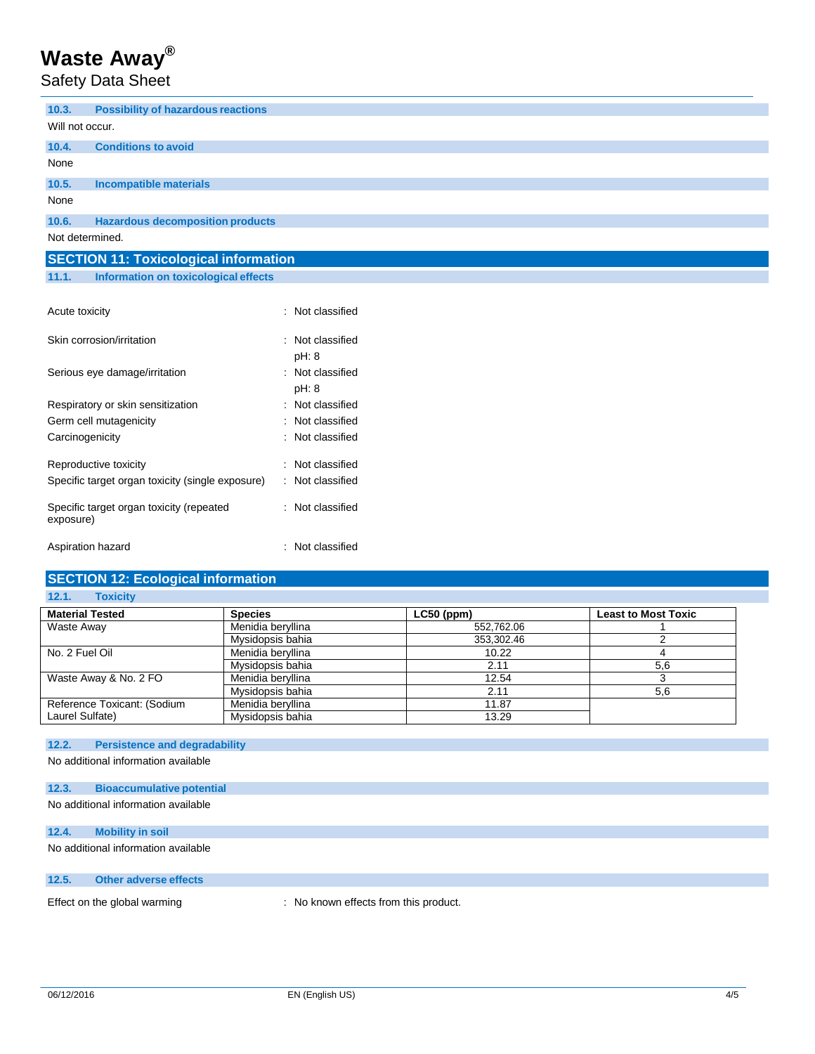### 10.3. Possibility of hazardous reactions

Will not occur.

### 10.4. Conditions to avoid

None

### 10.5. Incompatible materials

None

### 10.6. Hazardous decomposition products

Not determined.

## SECTION 11: Toxicological information

### 11.1. Information on toxicological effects

| | |
|---|---|
| Acute toxicity | : Not classified |
| Skin corrosion/irritation | : Not classified<br>pH: 8 |
| Serious eye damage/irritation | : Not classified<br>pH: 8 |
| Respiratory or skin sensitization | : Not classified |
| Germ cell mutagenicity | : Not classified |
| Carcinogenicity | : Not classified |
| Reproductive toxicity | : Not classified |
| Specific target organ toxicity (single exposure) | : Not classified |
| Specific target organ toxicity (repeated exposure) | : Not classified |
| Aspiration hazard | : Not classified |

## SECTION 12: Ecological information

### 12.1. Toxicity

| Material Tested | Species | LC50 (ppm) | Least to Most Toxic |
|---|---|---|---|
| Waste Away | Menidia beryllina | 552,762.06 | 1 |
| | Mysidopsis bahia | 353,302.46 | 2 |
| No. 2 Fuel Oil | Menidia beryllina | 10.22 | 4 |
| | Mysidopsis bahia | 2.11 | 5,6 |
| Waste Away & No. 2 FO | Menidia beryllina | 12.54 | 3 |
| | Mysidopsis bahia | 2.11 | 5,6 |
| Reference Toxicant: (Sodium Laurel Sulfate) | Menidia beryllina | 11.87 | |
| | Mysidopsis bahia | 13.29 | |

### 12.2. Persistence and degradability

No additional information available

### 12.3. Bioaccumulative potential

No additional information available

### 12.4. Mobility in soil

No additional information available

### 12.5. Other adverse effects

Effect on the global warming : No known effects from this product.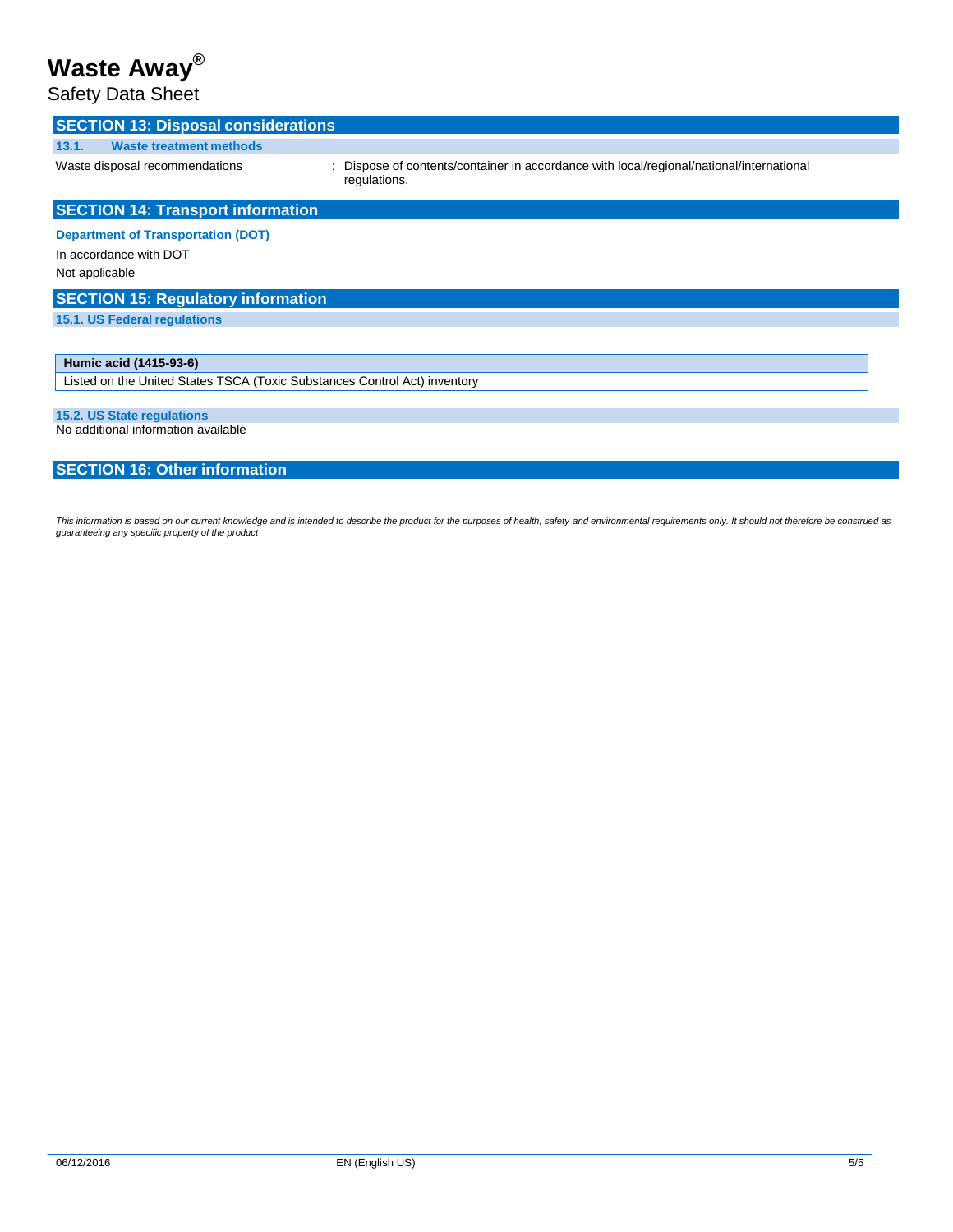## SECTION 13: Disposal considerations

### 13.1. Waste treatment methods

Waste disposal recommendations : Dispose of contents/container in accordance with local/regional/national/international regulations.

## SECTION 14: Transport information

**Department of Transportation (DOT)**

In accordance with DOT

Not applicable

## SECTION 15: Regulatory information

### 15.1. US Federal regulations

| **Humic acid (1415-93-6)** |
| --- |
| Listed on the United States TSCA (Toxic Substances Control Act) inventory |

### 15.2. US State regulations

No additional information available

## SECTION 16: Other information

*This information is based on our current knowledge and is intended to describe the product for the purposes of health, safety and environmental requirements only. It should not therefore be construed as guaranteeing any specific property of the product*